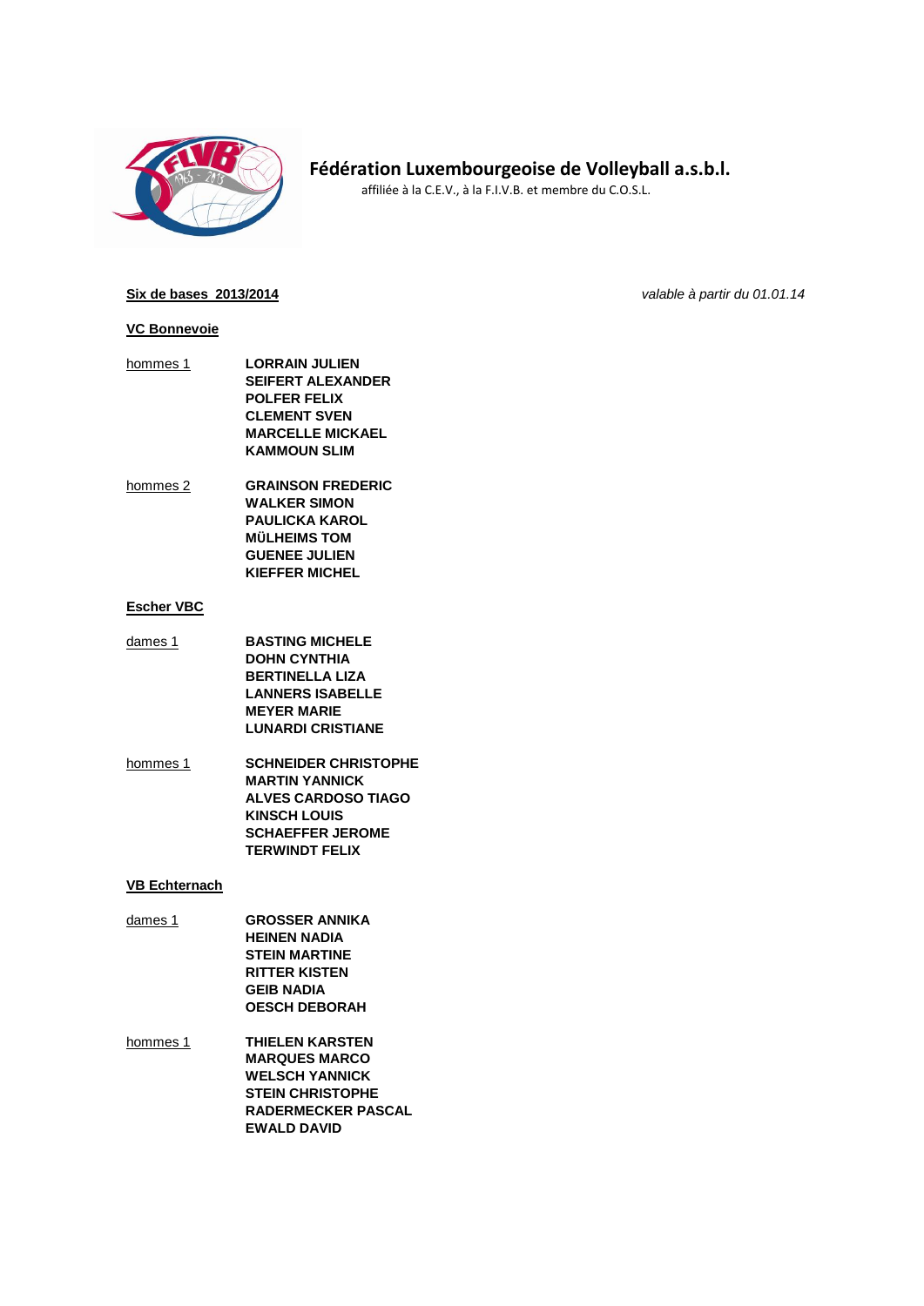# Fédération Luxembourgeoise de Volleyball a.s.b.l.

affiliée à la C.E.V., à la F.I.V.B. et membre du C.O.S.L.

**Six de bases 2013/2014** *valable à partir du 01.01.14*

**VC Bonnevoie**

hommes 1
- **LORRAIN JULIEN**
- **SEIFERT ALEXANDER**
- **POLFER FELIX**
- **CLEMENT SVEN**
- **MARCELLE MICKAEL**
- **KAMMOUN SLIM**

hommes 2
- **GRAINSON FREDERIC**
- **WALKER SIMON**
- **PAULICKA KAROL**
- **MÜLHEIMS TOM**
- **GUENEE JULIEN**
- **KIEFFER MICHEL**

**Escher VBC**

dames 1
- **BASTING MICHELE**
- **DOHN CYNTHIA**
- **BERTINELLA LIZA**
- **LANNERS ISABELLE**
- **MEYER MARIE**
- **LUNARDI CRISTIANE**

hommes 1
- **SCHNEIDER CHRISTOPHE**
- **MARTIN YANNICK**
- **ALVES CARDOSO TIAGO**
- **KINSCH LOUIS**
- **SCHAEFFER JEROME**
- **TERWINDT FELIX**

**VB Echternach**

dames 1
- **GROSSER ANNIKA**
- **HEINEN NADIA**
- **STEIN MARTINE**
- **RITTER KISTEN**
- **GEIB NADIA**
- **OESCH DEBORAH**

hommes 1
- **THIELEN KARSTEN**
- **MARQUES MARCO**
- **WELSCH YANNICK**
- **STEIN CHRISTOPHE**
- **RADERMECKER PASCAL**
- **EWALD DAVID**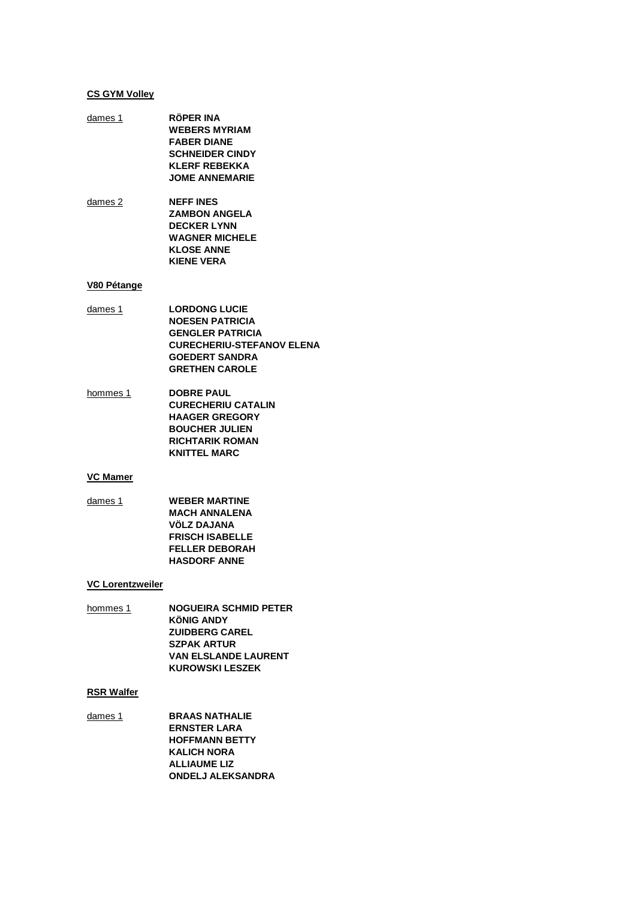**CS GYM Volley**

dames 1
**RÖPER INA**
**WEBERS MYRIAM**
**FABER DIANE**
**SCHNEIDER CINDY**
**KLERF REBEKKA**
**JOME ANNEMARIE**

dames 2
**NEFF INES**
**ZAMBON ANGELA**
**DECKER LYNN**
**WAGNER MICHELE**
**KLOSE ANNE**
**KIENE VERA**

**V80 Pétange**

dames 1
**LORDONG LUCIE**
**NOESEN PATRICIA**
**GENGLER PATRICIA**
**CURECHERIU-STEFANOV ELENA**
**GOEDERT SANDRA**
**GRETHEN CAROLE**

hommes 1
**DOBRE PAUL**
**CURECHERIU CATALIN**
**HAAGER GREGORY**
**BOUCHER JULIEN**
**RICHTARIK ROMAN**
**KNITTEL MARC**

**VC Mamer**

dames 1
**WEBER MARTINE**
**MACH ANNALENA**
**VÖLZ DAJANA**
**FRISCH ISABELLE**
**FELLER DEBORAH**
**HASDORF ANNE**

**VC Lorentzweiler**

hommes 1
**NOGUEIRA SCHMID PETER**
**KÖNIG ANDY**
**ZUIDBERG CAREL**
**SZPAK ARTUR**
**VAN ELSLANDE LAURENT**
**KUROWSKI LESZEK**

**RSR Walfer**

dames 1
**BRAAS NATHALIE**
**ERNSTER LARA**
**HOFFMANN BETTY**
**KALICH NORA**
**ALLIAUME LIZ**
**ONDELJ ALEKSANDRA**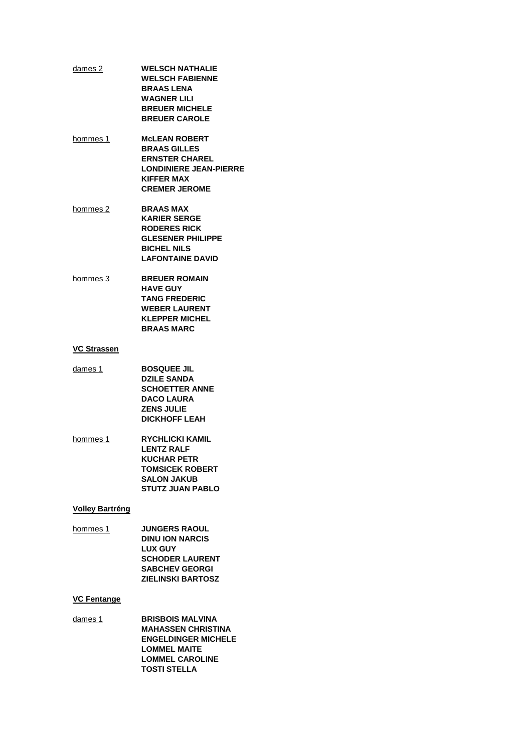dames 2 — **WELSCH NATHALIE**
**WELSCH FABIENNE**
**BRAAS LENA**
**WAGNER LILI**
**BREUER MICHELE**
**BREUER CAROLE**

hommes 1 — **McLEAN ROBERT**
**BRAAS GILLES**
**ERNSTER CHAREL**
**LONDINIERE JEAN-PIERRE**
**KIFFER MAX**
**CREMER JEROME**

hommes 2 — **BRAAS MAX**
**KARIER SERGE**
**RODERES RICK**
**GLESENER PHILIPPE**
**BICHEL NILS**
**LAFONTAINE DAVID**

hommes 3 — **BREUER ROMAIN**
**HAVE GUY**
**TANG FREDERIC**
**WEBER LAURENT**
**KLEPPER MICHEL**
**BRAAS MARC**

**VC Strassen**

dames 1 — **BOSQUEE JIL**
**DZILE SANDA**
**SCHOETTER ANNE**
**DACO LAURA**
**ZENS JULIE**
**DICKHOFF LEAH**

hommes 1 — **RYCHLICKI KAMIL**
**LENTZ RALF**
**KUCHAR PETR**
**TOMSICEK ROBERT**
**SALON JAKUB**
**STUTZ JUAN PABLO**

**Volley Bartréng**

hommes 1 — **JUNGERS RAOUL**
**DINU ION NARCIS**
**LUX GUY**
**SCHODER LAURENT**
**SABCHEV GEORGI**
**ZIELINSKI BARTOSZ**

**VC Fentange**

dames 1 — **BRISBOIS MALVINA**
**MAHASSEN CHRISTINA**
**ENGELDINGER MICHELE**
**LOMMEL MAITE**
**LOMMEL CAROLINE**
**TOSTI STELLA**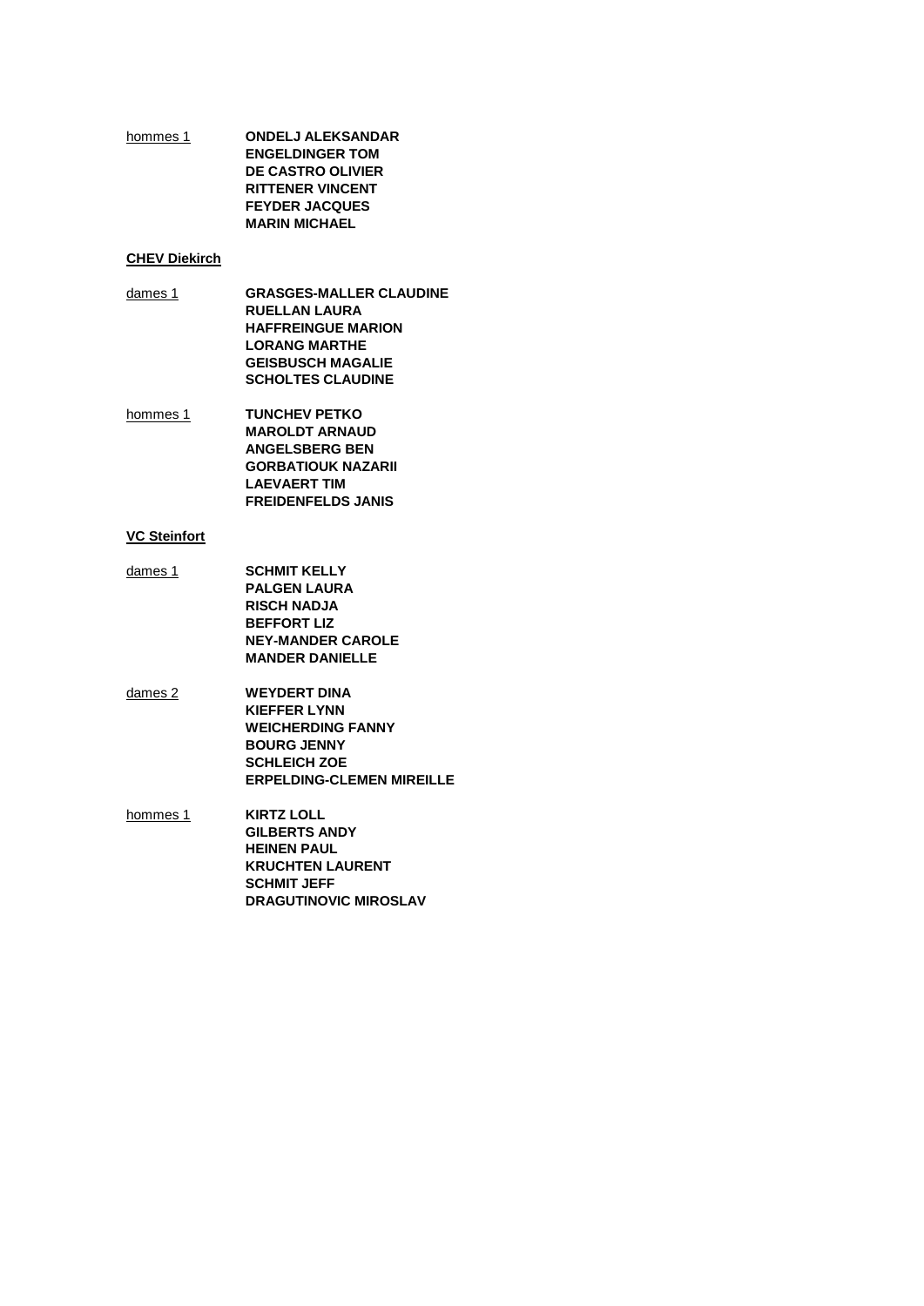<u>hommes 1</u>

**ONDELJ ALEKSANDAR**
**ENGELDINGER TOM**
**DE CASTRO OLIVIER**
**RITTENER VINCENT**
**FEYDER JACQUES**
**MARIN MICHAEL**

**<u>CHEV Diekirch</u>**

<u>dames 1</u>

**GRASGES-MALLER CLAUDINE**
**RUELLAN LAURA**
**HAFFREINGUE MARION**
**LORANG MARTHE**
**GEISBUSCH MAGALIE**
**SCHOLTES CLAUDINE**

<u>hommes 1</u>

**TUNCHEV PETKO**
**MAROLDT ARNAUD**
**ANGELSBERG BEN**
**GORBATIOUK NAZARII**
**LAEVAERT TIM**
**FREIDENFELDS JANIS**

**<u>VC Steinfort</u>**

<u>dames 1</u>

**SCHMIT KELLY**
**PALGEN LAURA**
**RISCH NADJA**
**BEFFORT LIZ**
**NEY-MANDER CAROLE**
**MANDER DANIELLE**

<u>dames 2</u>

**WEYDERT DINA**
**KIEFFER LYNN**
**WEICHERDING FANNY**
**BOURG JENNY**
**SCHLEICH ZOE**
**ERPELDING-CLEMEN MIREILLE**

<u>hommes 1</u>

**KIRTZ LOLL**
**GILBERTS ANDY**
**HEINEN PAUL**
**KRUCHTEN LAURENT**
**SCHMIT JEFF**
**DRAGUTINOVIC MIROSLAV**